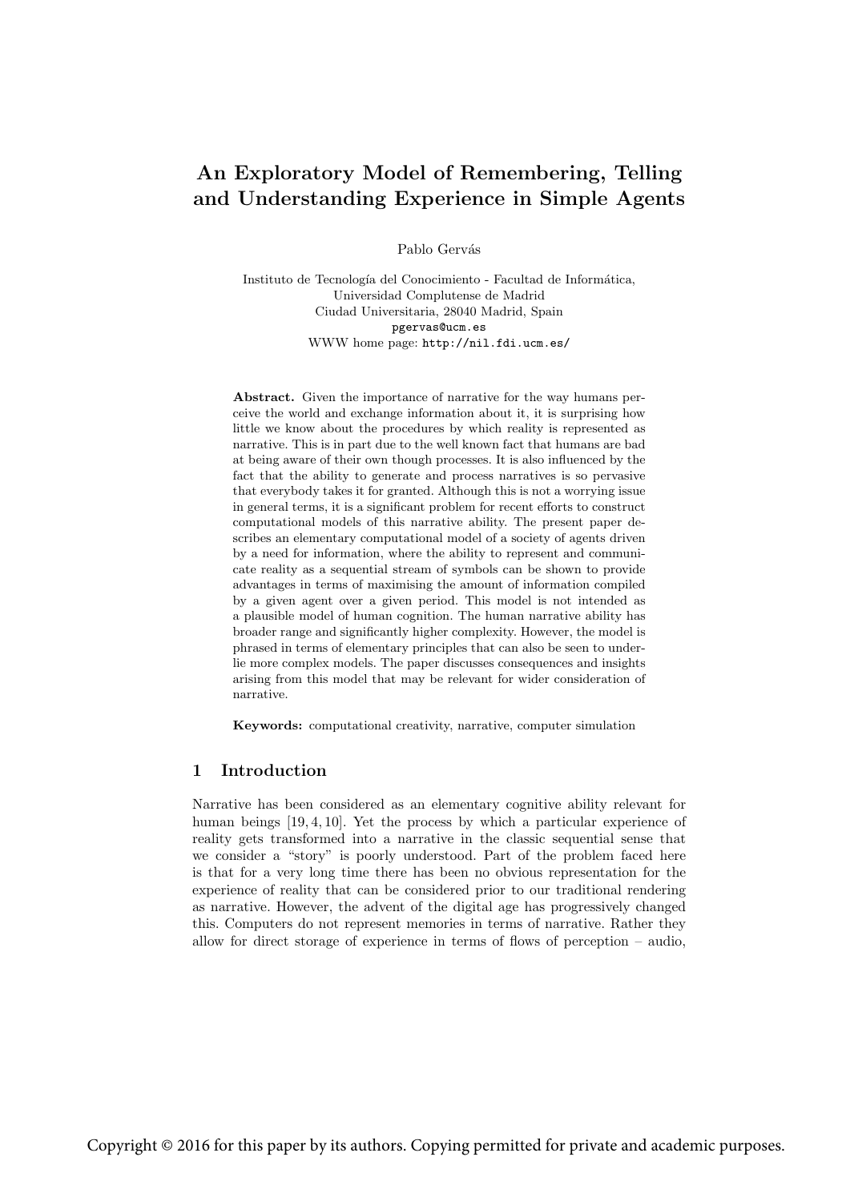# An Exploratory Model of Remembering, Telling and Understanding Experience in Simple Agents

Pablo Gervás

Instituto de Tecnología del Conocimiento - Facultad de Informática,
Universidad Complutense de Madrid
Ciudad Universitaria, 28040 Madrid, Spain
pgervas@ucm.es
WWW home page: http://nil.fdi.ucm.es/

**Abstract.** Given the importance of narrative for the way humans perceive the world and exchange information about it, it is surprising how little we know about the procedures by which reality is represented as narrative. This is in part due to the well known fact that humans are bad at being aware of their own though processes. It is also influenced by the fact that the ability to generate and process narratives is so pervasive that everybody takes it for granted. Although this is not a worrying issue in general terms, it is a significant problem for recent efforts to construct computational models of this narrative ability. The present paper describes an elementary computational model of a society of agents driven by a need for information, where the ability to represent and communicate reality as a sequential stream of symbols can be shown to provide advantages in terms of maximising the amount of information compiled by a given agent over a given period. This model is not intended as a plausible model of human cognition. The human narrative ability has broader range and significantly higher complexity. However, the model is phrased in terms of elementary principles that can also be seen to underlie more complex models. The paper discusses consequences and insights arising from this model that may be relevant for wider consideration of narrative.

**Keywords:** computational creativity, narrative, computer simulation

## 1 Introduction

Narrative has been considered as an elementary cognitive ability relevant for human beings [19, 4, 10]. Yet the process by which a particular experience of reality gets transformed into a narrative in the classic sequential sense that we consider a "story" is poorly understood. Part of the problem faced here is that for a very long time there has been no obvious representation for the experience of reality that can be considered prior to our traditional rendering as narrative. However, the advent of the digital age has progressively changed this. Computers do not represent memories in terms of narrative. Rather they allow for direct storage of experience in terms of flows of perception – audio,

Copyright © 2016 for this paper by its authors. Copying permitted for private and academic purposes.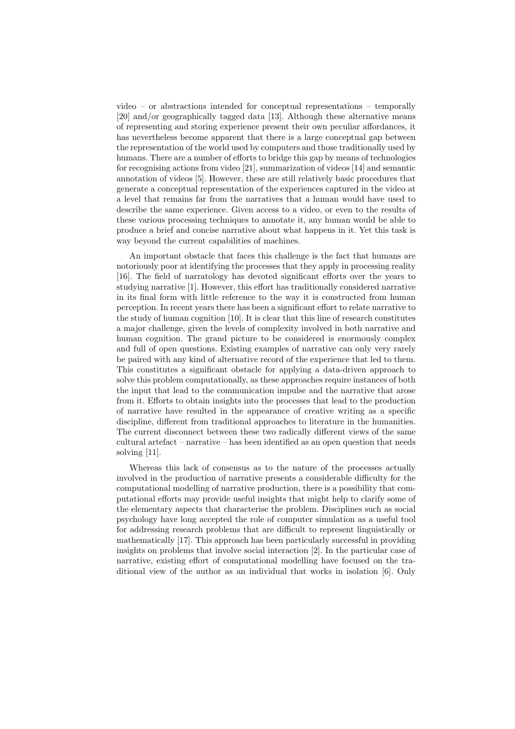video – or abstractions intended for conceptual representations – temporally [20] and/or geographically tagged data [13]. Although these alternative means of representing and storing experience present their own peculiar affordances, it has nevertheless become apparent that there is a large conceptual gap between the representation of the world used by computers and those traditionally used by humans. There are a number of efforts to bridge this gap by means of technologies for recognising actions from video [21], summarization of videos [14] and semantic annotation of videos [5]. However, these are still relatively basic procedures that generate a conceptual representation of the experiences captured in the video at a level that remains far from the narratives that a human would have used to describe the same experience. Given access to a video, or even to the results of these various processing techniques to annotate it, any human would be able to produce a brief and concise narrative about what happens in it. Yet this task is way beyond the current capabilities of machines.

An important obstacle that faces this challenge is the fact that humans are notoriously poor at identifying the processes that they apply in processing reality [16]. The field of narratology has devoted significant efforts over the years to studying narrative [1]. However, this effort has traditionally considered narrative in its final form with little reference to the way it is constructed from human perception. In recent years there has been a significant effort to relate narrative to the study of human cognition [10]. It is clear that this line of research constitutes a major challenge, given the levels of complexity involved in both narrative and human cognition. The grand picture to be considered is enormously complex and full of open questions. Existing examples of narrative can only very rarely be paired with any kind of alternative record of the experience that led to them. This constitutes a significant obstacle for applying a data-driven approach to solve this problem computationally, as these approaches require instances of both the input that lead to the communication impulse and the narrative that arose from it. Efforts to obtain insights into the processes that lead to the production of narrative have resulted in the appearance of creative writing as a specific discipline, different from traditional approaches to literature in the humanities. The current disconnect between these two radically different views of the same cultural artefact – narrative – has been identified as an open question that needs solving [11].

Whereas this lack of consensus as to the nature of the processes actually involved in the production of narrative presents a considerable difficulty for the computational modelling of narrative production, there is a possibility that computational efforts may provide useful insights that might help to clarify some of the elementary aspects that characterise the problem. Disciplines such as social psychology have long accepted the role of computer simulation as a useful tool for addressing research problems that are difficult to represent linguistically or mathematically [17]. This approach has been particularly successful in providing insights on problems that involve social interaction [2]. In the particular case of narrative, existing effort of computational modelling have focused on the traditional view of the author as an individual that works in isolation [6]. Only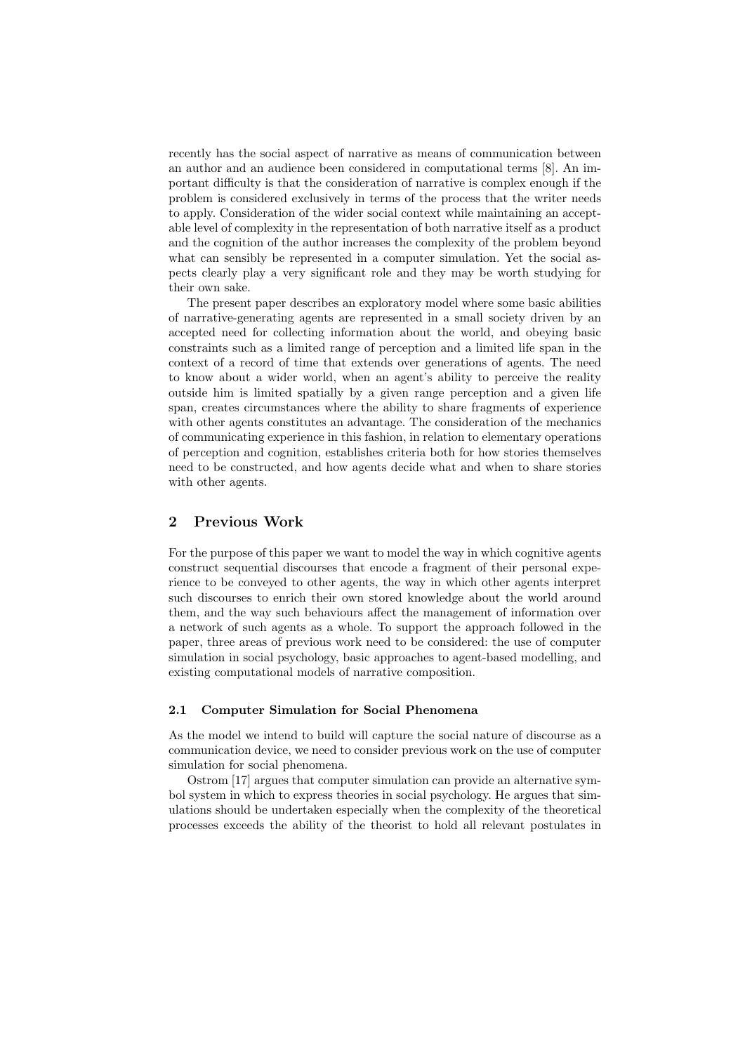recently has the social aspect of narrative as means of communication between an author and an audience been considered in computational terms [8]. An important difficulty is that the consideration of narrative is complex enough if the problem is considered exclusively in terms of the process that the writer needs to apply. Consideration of the wider social context while maintaining an acceptable level of complexity in the representation of both narrative itself as a product and the cognition of the author increases the complexity of the problem beyond what can sensibly be represented in a computer simulation. Yet the social aspects clearly play a very significant role and they may be worth studying for their own sake.

The present paper describes an exploratory model where some basic abilities of narrative-generating agents are represented in a small society driven by an accepted need for collecting information about the world, and obeying basic constraints such as a limited range of perception and a limited life span in the context of a record of time that extends over generations of agents. The need to know about a wider world, when an agent's ability to perceive the reality outside him is limited spatially by a given range perception and a given life span, creates circumstances where the ability to share fragments of experience with other agents constitutes an advantage. The consideration of the mechanics of communicating experience in this fashion, in relation to elementary operations of perception and cognition, establishes criteria both for how stories themselves need to be constructed, and how agents decide what and when to share stories with other agents.

## 2 Previous Work

For the purpose of this paper we want to model the way in which cognitive agents construct sequential discourses that encode a fragment of their personal experience to be conveyed to other agents, the way in which other agents interpret such discourses to enrich their own stored knowledge about the world around them, and the way such behaviours affect the management of information over a network of such agents as a whole. To support the approach followed in the paper, three areas of previous work need to be considered: the use of computer simulation in social psychology, basic approaches to agent-based modelling, and existing computational models of narrative composition.

### 2.1 Computer Simulation for Social Phenomena

As the model we intend to build will capture the social nature of discourse as a communication device, we need to consider previous work on the use of computer simulation for social phenomena.

Ostrom [17] argues that computer simulation can provide an alternative symbol system in which to express theories in social psychology. He argues that simulations should be undertaken especially when the complexity of the theoretical processes exceeds the ability of the theorist to hold all relevant postulates in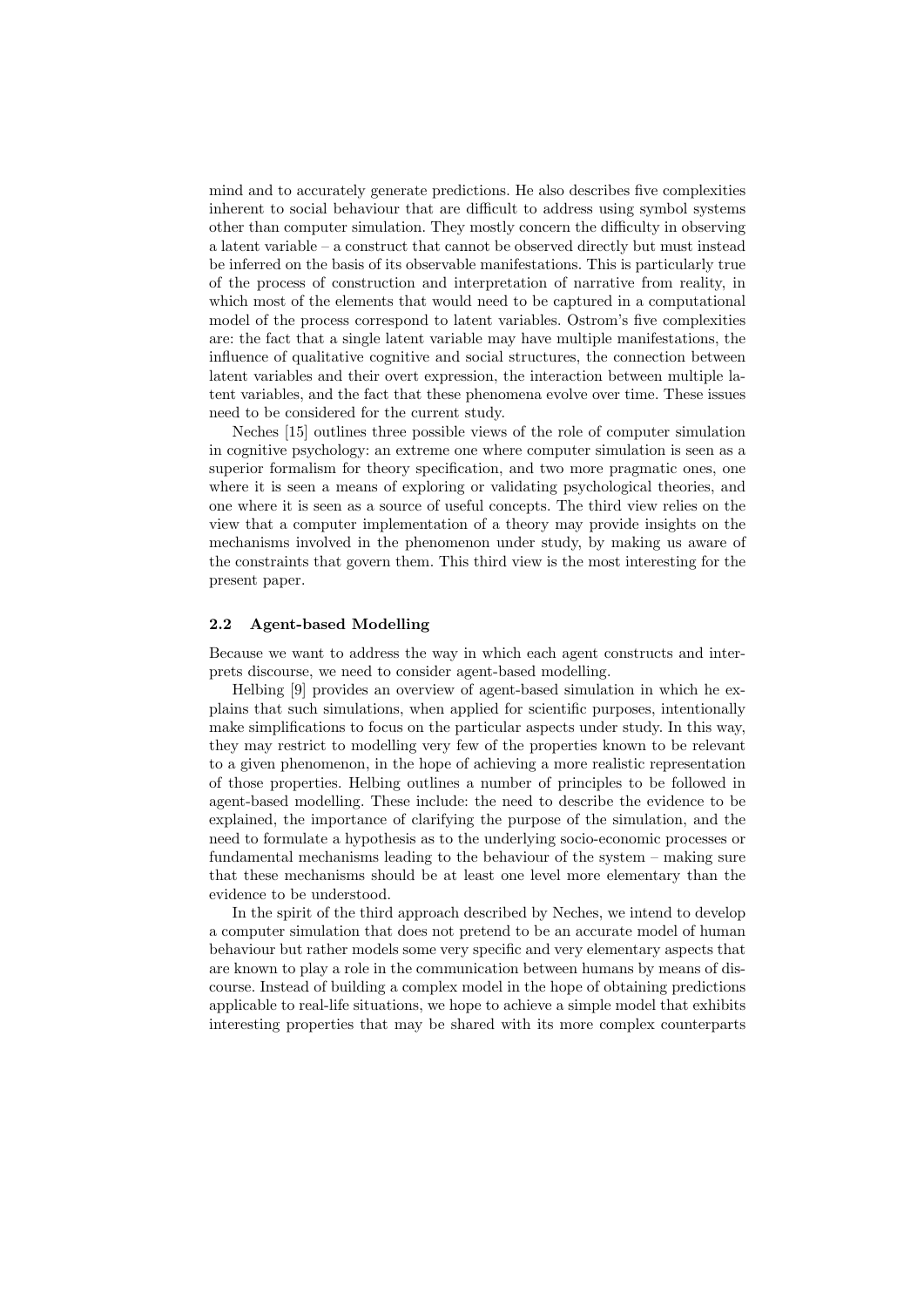mind and to accurately generate predictions. He also describes five complexities inherent to social behaviour that are difficult to address using symbol systems other than computer simulation. They mostly concern the difficulty in observing a latent variable – a construct that cannot be observed directly but must instead be inferred on the basis of its observable manifestations. This is particularly true of the process of construction and interpretation of narrative from reality, in which most of the elements that would need to be captured in a computational model of the process correspond to latent variables. Ostrom's five complexities are: the fact that a single latent variable may have multiple manifestations, the influence of qualitative cognitive and social structures, the connection between latent variables and their overt expression, the interaction between multiple latent variables, and the fact that these phenomena evolve over time. These issues need to be considered for the current study.

Neches [15] outlines three possible views of the role of computer simulation in cognitive psychology: an extreme one where computer simulation is seen as a superior formalism for theory specification, and two more pragmatic ones, one where it is seen a means of exploring or validating psychological theories, and one where it is seen as a source of useful concepts. The third view relies on the view that a computer implementation of a theory may provide insights on the mechanisms involved in the phenomenon under study, by making us aware of the constraints that govern them. This third view is the most interesting for the present paper.

### 2.2 Agent-based Modelling

Because we want to address the way in which each agent constructs and interprets discourse, we need to consider agent-based modelling.

Helbing [9] provides an overview of agent-based simulation in which he explains that such simulations, when applied for scientific purposes, intentionally make simplifications to focus on the particular aspects under study. In this way, they may restrict to modelling very few of the properties known to be relevant to a given phenomenon, in the hope of achieving a more realistic representation of those properties. Helbing outlines a number of principles to be followed in agent-based modelling. These include: the need to describe the evidence to be explained, the importance of clarifying the purpose of the simulation, and the need to formulate a hypothesis as to the underlying socio-economic processes or fundamental mechanisms leading to the behaviour of the system – making sure that these mechanisms should be at least one level more elementary than the evidence to be understood.

In the spirit of the third approach described by Neches, we intend to develop a computer simulation that does not pretend to be an accurate model of human behaviour but rather models some very specific and very elementary aspects that are known to play a role in the communication between humans by means of discourse. Instead of building a complex model in the hope of obtaining predictions applicable to real-life situations, we hope to achieve a simple model that exhibits interesting properties that may be shared with its more complex counterparts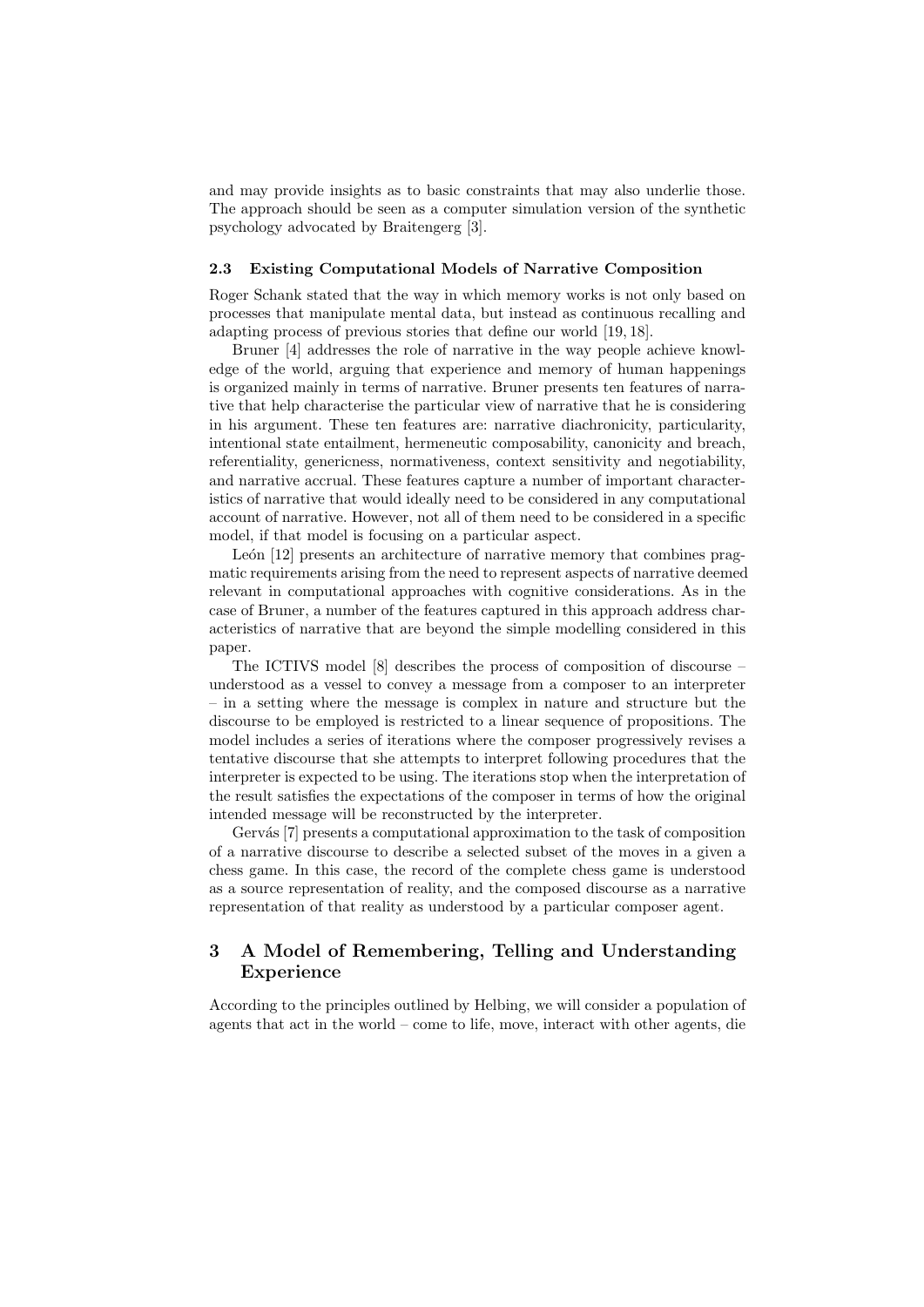and may provide insights as to basic constraints that may also underlie those. The approach should be seen as a computer simulation version of the synthetic psychology advocated by Braitengerg [3].

### 2.3 Existing Computational Models of Narrative Composition

Roger Schank stated that the way in which memory works is not only based on processes that manipulate mental data, but instead as continuous recalling and adapting process of previous stories that define our world [19, 18].

Bruner [4] addresses the role of narrative in the way people achieve knowledge of the world, arguing that experience and memory of human happenings is organized mainly in terms of narrative. Bruner presents ten features of narrative that help characterise the particular view of narrative that he is considering in his argument. These ten features are: narrative diachronicity, particularity, intentional state entailment, hermeneutic composability, canonicity and breach, referentiality, genericness, normativeness, context sensitivity and negotiability, and narrative accrual. These features capture a number of important characteristics of narrative that would ideally need to be considered in any computational account of narrative. However, not all of them need to be considered in a specific model, if that model is focusing on a particular aspect.

León [12] presents an architecture of narrative memory that combines pragmatic requirements arising from the need to represent aspects of narrative deemed relevant in computational approaches with cognitive considerations. As in the case of Bruner, a number of the features captured in this approach address characteristics of narrative that are beyond the simple modelling considered in this paper.

The ICTIVS model [8] describes the process of composition of discourse – understood as a vessel to convey a message from a composer to an interpreter – in a setting where the message is complex in nature and structure but the discourse to be employed is restricted to a linear sequence of propositions. The model includes a series of iterations where the composer progressively revises a tentative discourse that she attempts to interpret following procedures that the interpreter is expected to be using. The iterations stop when the interpretation of the result satisfies the expectations of the composer in terms of how the original intended message will be reconstructed by the interpreter.

Gervás [7] presents a computational approximation to the task of composition of a narrative discourse to describe a selected subset of the moves in a given a chess game. In this case, the record of the complete chess game is understood as a source representation of reality, and the composed discourse as a narrative representation of that reality as understood by a particular composer agent.

## 3 A Model of Remembering, Telling and Understanding Experience

According to the principles outlined by Helbing, we will consider a population of agents that act in the world – come to life, move, interact with other agents, die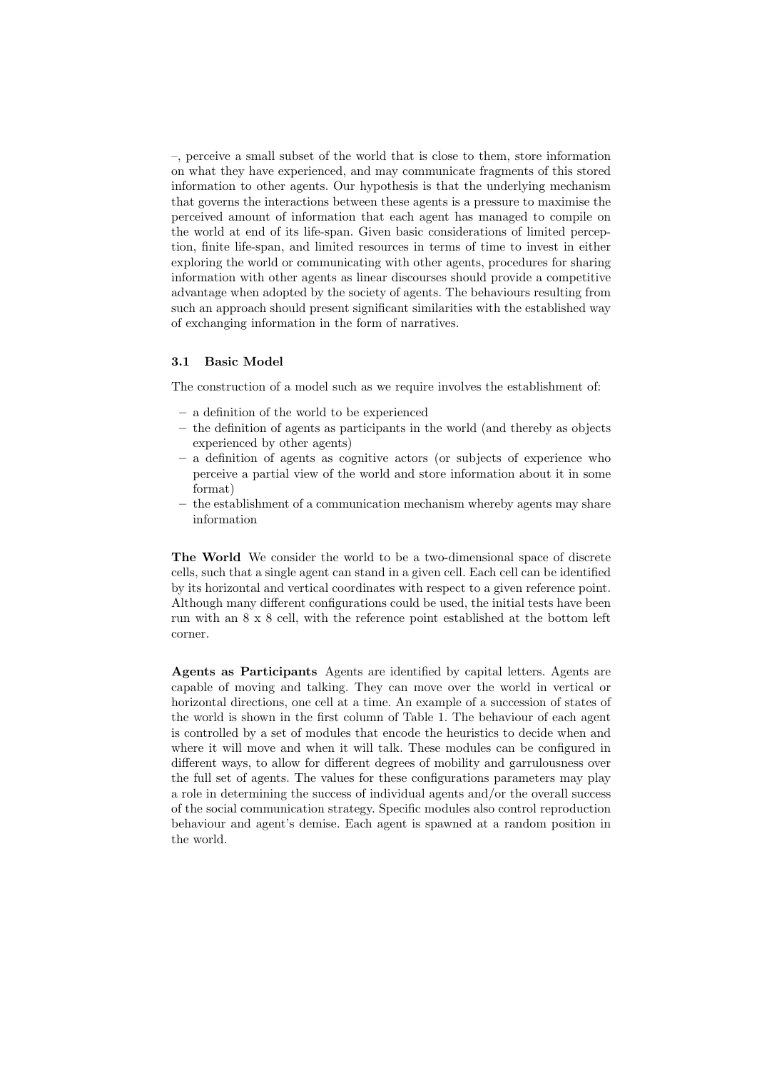–, perceive a small subset of the world that is close to them, store information on what they have experienced, and may communicate fragments of this stored information to other agents. Our hypothesis is that the underlying mechanism that governs the interactions between these agents is a pressure to maximise the perceived amount of information that each agent has managed to compile on the world at end of its life-span. Given basic considerations of limited perception, finite life-span, and limited resources in terms of time to invest in either exploring the world or communicating with other agents, procedures for sharing information with other agents as linear discourses should provide a competitive advantage when adopted by the society of agents. The behaviours resulting from such an approach should present significant similarities with the established way of exchanging information in the form of narratives.

### 3.1 Basic Model

The construction of a model such as we require involves the establishment of:

- a definition of the world to be experienced
- the definition of agents as participants in the world (and thereby as objects experienced by other agents)
- a definition of agents as cognitive actors (or subjects of experience who perceive a partial view of the world and store information about it in some format)
- the establishment of a communication mechanism whereby agents may share information

**The World** We consider the world to be a two-dimensional space of discrete cells, such that a single agent can stand in a given cell. Each cell can be identified by its horizontal and vertical coordinates with respect to a given reference point. Although many different configurations could be used, the initial tests have been run with an 8 x 8 cell, with the reference point established at the bottom left corner.

**Agents as Participants** Agents are identified by capital letters. Agents are capable of moving and talking. They can move over the world in vertical or horizontal directions, one cell at a time. An example of a succession of states of the world is shown in the first column of Table 1. The behaviour of each agent is controlled by a set of modules that encode the heuristics to decide when and where it will move and when it will talk. These modules can be configured in different ways, to allow for different degrees of mobility and garrulousness over the full set of agents. The values for these configurations parameters may play a role in determining the success of individual agents and/or the overall success of the social communication strategy. Specific modules also control reproduction behaviour and agent's demise. Each agent is spawned at a random position in the world.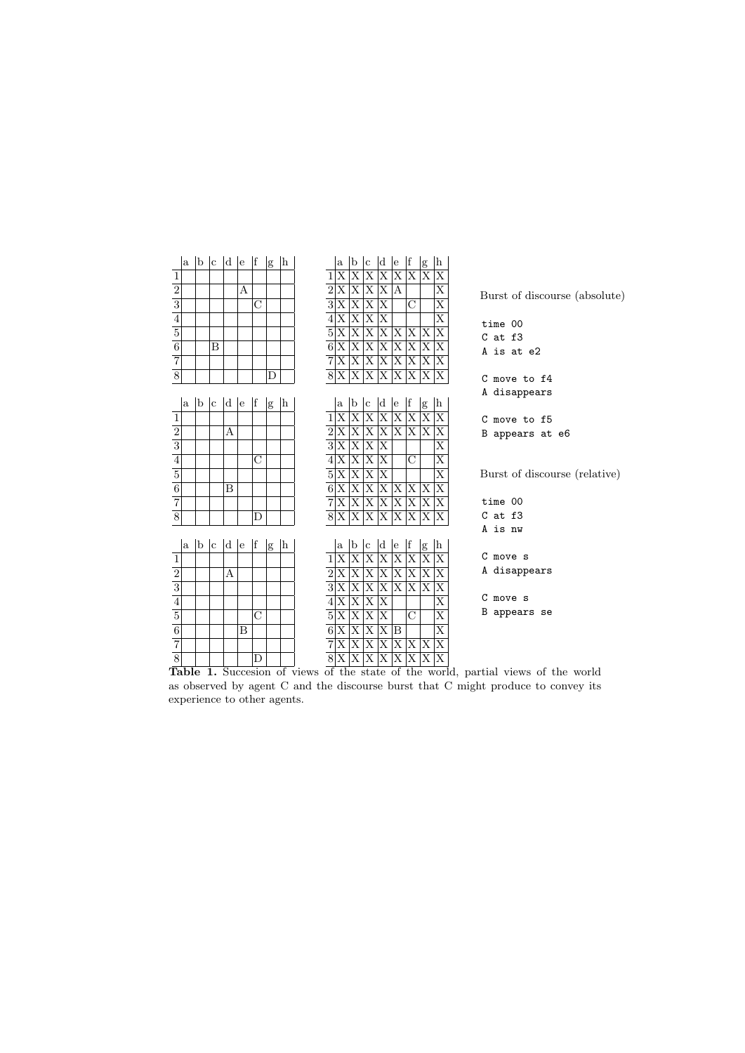| | a | b | c | d | e | f | g | h |
|---|---|---|---|---|---|---|---|---|
| 1 | | | | | | | | |
| 2 | | | | | A | | | |
| 3 | | | | | | C | | |
| 4 | | | | | | | | |
| 5 | | | | | | | | |
| 6 | | | B | | | | | |
| 7 | | | | | | | | |
| 8 | | | | | | | D | |

| | a | b | c | d | e | f | g | h |
|---|---|---|---|---|---|---|---|---|
| 1 | X | X | X | X | X | X | X | X |
| 2 | X | X | X | X | A | | | X |
| 3 | X | X | X | X | | C | | X |
| 4 | X | X | X | X | | | | X |
| 5 | X | X | X | X | X | X | X | X |
| 6 | X | X | X | X | X | X | X | X |
| 7 | X | X | X | X | X | X | X | X |
| 8 | X | X | X | X | X | X | X | X |

| | a | b | c | d | e | f | g | h |
|---|---|---|---|---|---|---|---|---|
| 1 | | | | | | | | |
| 2 | | | | A | | | | |
| 3 | | | | | | | | |
| 4 | | | | | | C | | |
| 5 | | | | | | | | |
| 6 | | | | B | | | | |
| 7 | | | | | | | | |
| 8 | | | | | | D | | |

| | a | b | c | d | e | f | g | h |
|---|---|---|---|---|---|---|---|---|
| 1 | X | X | X | X | X | X | X | X |
| 2 | X | X | X | X | X | X | X | X |
| 3 | X | X | X | X | | | | X |
| 4 | X | X | X | X | | C | | X |
| 5 | X | X | X | X | | | | X |
| 6 | X | X | X | X | X | X | X | X |
| 7 | X | X | X | X | X | X | X | X |
| 8 | X | X | X | X | X | X | X | X |

| | a | b | c | d | e | f | g | h |
|---|---|---|---|---|---|---|---|---|
| 1 | | | | | | | | |
| 2 | | | | A | | | | |
| 3 | | | | | | | | |
| 4 | | | | | | | | |
| 5 | | | | | | C | | |
| 6 | | | | | B | | | |
| 7 | | | | | | | | |
| 8 | | | | | | D | | |

| | a | b | c | d | e | f | g | h |
|---|---|---|---|---|---|---|---|---|
| 1 | X | X | X | X | X | X | X | X |
| 2 | X | X | X | X | X | X | X | X |
| 3 | X | X | X | X | X | X | X | X |
| 4 | X | X | X | X | | | | X |
| 5 | X | X | X | X | | C | | X |
| 6 | X | X | X | X | B | | | X |
| 7 | X | X | X | X | X | X | X | X |
| 8 | X | X | X | X | X | X | X | X |

Burst of discourse (absolute)

```
time 00
C at f3
A is at e2

C move to f4
A disappears

C move to f5
B appears at e6
```

Burst of discourse (relative)

```
time 00
C at f3
A is nw

C move s
A disappears

C move s
B appears se
```

**Table 1.** Succesion of views of the state of the world, partial views of the world as observed by agent C and the discourse burst that C might produce to convey its experience to other agents.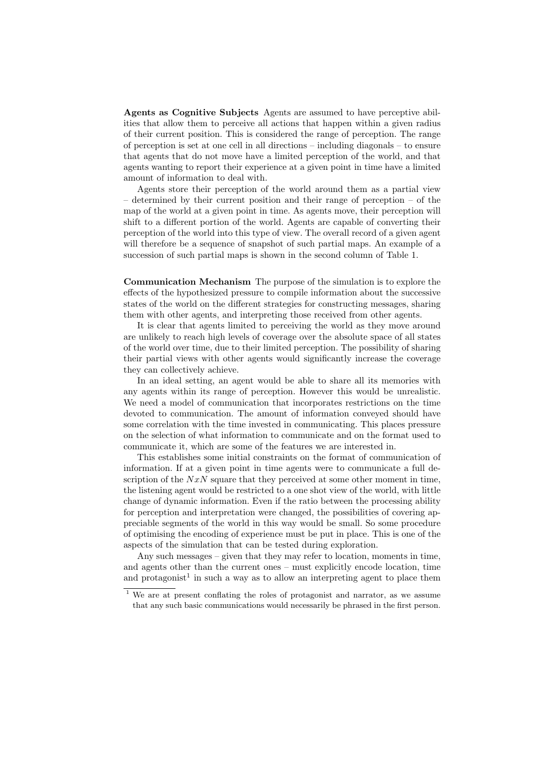**Agents as Cognitive Subjects** Agents are assumed to have perceptive abilities that allow them to perceive all actions that happen within a given radius of their current position. This is considered the range of perception. The range of perception is set at one cell in all directions – including diagonals – to ensure that agents that do not move have a limited perception of the world, and that agents wanting to report their experience at a given point in time have a limited amount of information to deal with.

Agents store their perception of the world around them as a partial view – determined by their current position and their range of perception – of the map of the world at a given point in time. As agents move, their perception will shift to a different portion of the world. Agents are capable of converting their perception of the world into this type of view. The overall record of a given agent will therefore be a sequence of snapshot of such partial maps. An example of a succession of such partial maps is shown in the second column of Table 1.

**Communication Mechanism** The purpose of the simulation is to explore the effects of the hypothesized pressure to compile information about the successive states of the world on the different strategies for constructing messages, sharing them with other agents, and interpreting those received from other agents.

It is clear that agents limited to perceiving the world as they move around are unlikely to reach high levels of coverage over the absolute space of all states of the world over time, due to their limited perception. The possibility of sharing their partial views with other agents would significantly increase the coverage they can collectively achieve.

In an ideal setting, an agent would be able to share all its memories with any agents within its range of perception. However this would be unrealistic. We need a model of communication that incorporates restrictions on the time devoted to communication. The amount of information conveyed should have some correlation with the time invested in communicating. This places pressure on the selection of what information to communicate and on the format used to communicate it, which are some of the features we are interested in.

This establishes some initial constraints on the format of communication of information. If at a given point in time agents were to communicate a full description of the $NxN$ square that they perceived at some other moment in time, the listening agent would be restricted to a one shot view of the world, with little change of dynamic information. Even if the ratio between the processing ability for perception and interpretation were changed, the possibilities of covering appreciable segments of the world in this way would be small. So some procedure of optimising the encoding of experience must be put in place. This is one of the aspects of the simulation that can be tested during exploration.

Any such messages – given that they may refer to location, moments in time, and agents other than the current ones – must explicitly encode location, time and protagonist[1] in such a way as to allow an interpreting agent to place them

[1] We are at present conflating the roles of protagonist and narrator, as we assume that any such basic communications would necessarily be phrased in the first person.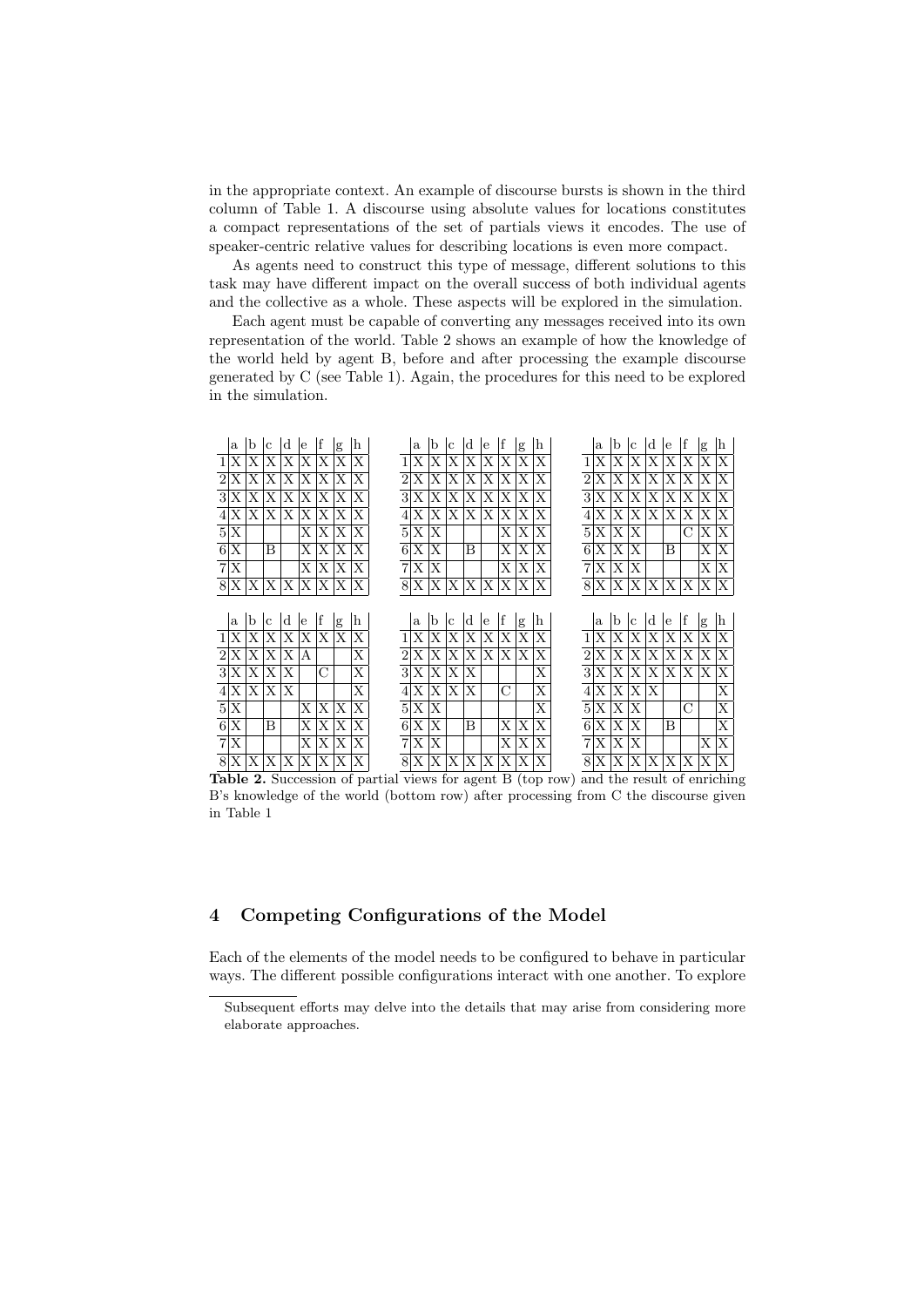in the appropriate context. An example of discourse bursts is shown in the third column of Table 1. A discourse using absolute values for locations constitutes a compact representations of the set of partials views it encodes. The use of speaker-centric relative values for describing locations is even more compact.

As agents need to construct this type of message, different solutions to this task may have different impact on the overall success of both individual agents and the collective as a whole. These aspects will be explored in the simulation.

Each agent must be capable of converting any messages received into its own representation of the world. Table 2 shows an example of how the knowledge of the world held by agent B, before and after processing the example discourse generated by C (see Table 1). Again, the procedures for this need to be explored in the simulation.

| | a | b | c | d | e | f | g | h |
|---|---|---|---|---|---|---|---|---|
| 1 | X | X | X | X | X | X | X | X |
| 2 | X | X | X | X | X | X | X | X |
| 3 | X | X | X | X | X | X | X | X |
| 4 | X | X | X | X | X | X | X | X |
| 5 | X | | | | X | X | X | X |
| 6 | X | | B | | X | X | X | X |
| 7 | X | | | | X | X | X | X |
| 8 | X | X | X | X | X | X | X | X |

| | a | b | c | d | e | f | g | h |
|---|---|---|---|---|---|---|---|---|
| 1 | X | X | X | X | X | X | X | X |
| 2 | X | X | X | X | X | X | X | X |
| 3 | X | X | X | X | X | X | X | X |
| 4 | X | X | X | X | X | X | X | X |
| 5 | X | X | | | | X | X | X |
| 6 | X | X | | B | | X | X | X |
| 7 | X | X | | | | X | X | X |
| 8 | X | X | X | X | X | X | X | X |

| | a | b | c | d | e | f | g | h |
|---|---|---|---|---|---|---|---|---|
| 1 | X | X | X | X | X | X | X | X |
| 2 | X | X | X | X | X | X | X | X |
| 3 | X | X | X | X | X | X | X | X |
| 4 | X | X | X | X | X | X | X | X |
| 5 | X | X | X | | | C | X | X |
| 6 | X | X | X | | B | | X | X |
| 7 | X | X | X | | | | X | X |
| 8 | X | X | X | X | X | X | X | X |

| | a | b | c | d | e | f | g | h |
|---|---|---|---|---|---|---|---|---|
| 1 | X | X | X | X | X | X | X | X |
| 2 | X | X | X | X | A | | | X |
| 3 | X | X | X | X | | C | | X |
| 4 | X | X | X | X | | | | X |
| 5 | X | | | | X | X | X | X |
| 6 | X | | B | | X | X | X | X |
| 7 | X | | | | X | X | X | X |
| 8 | X | X | X | X | X | X | X | X |

| | a | b | c | d | e | f | g | h |
|---|---|---|---|---|---|---|---|---|
| 1 | X | X | X | X | X | X | X | X |
| 2 | X | X | X | X | X | X | X | X |
| 3 | X | X | X | X | | | | X |
| 4 | X | X | X | X | | C | | X |
| 5 | X | X | | | | | | X |
| 6 | X | X | | B | | X | X | X |
| 7 | X | X | | | | X | X | X |
| 8 | X | X | X | X | X | X | X | X |

| | a | b | c | d | e | f | g | h |
|---|---|---|---|---|---|---|---|---|
| 1 | X | X | X | X | X | X | X | X |
| 2 | X | X | X | X | X | X | X | X |
| 3 | X | X | X | X | X | X | X | X |
| 4 | X | X | X | X | | | | X |
| 5 | X | X | X | | | C | | X |
| 6 | X | X | X | | B | | | X |
| 7 | X | X | X | | | | X | X |
| 8 | X | X | X | X | X | X | X | X |

**Table 2.** Succession of partial views for agent B (top row) and the result of enriching B's knowledge of the world (bottom row) after processing from C the discourse given in Table 1

## 4 Competing Configurations of the Model

Each of the elements of the model needs to be configured to behave in particular ways. The different possible configurations interact with one another. To explore

Subsequent efforts may delve into the details that may arise from considering more elaborate approaches.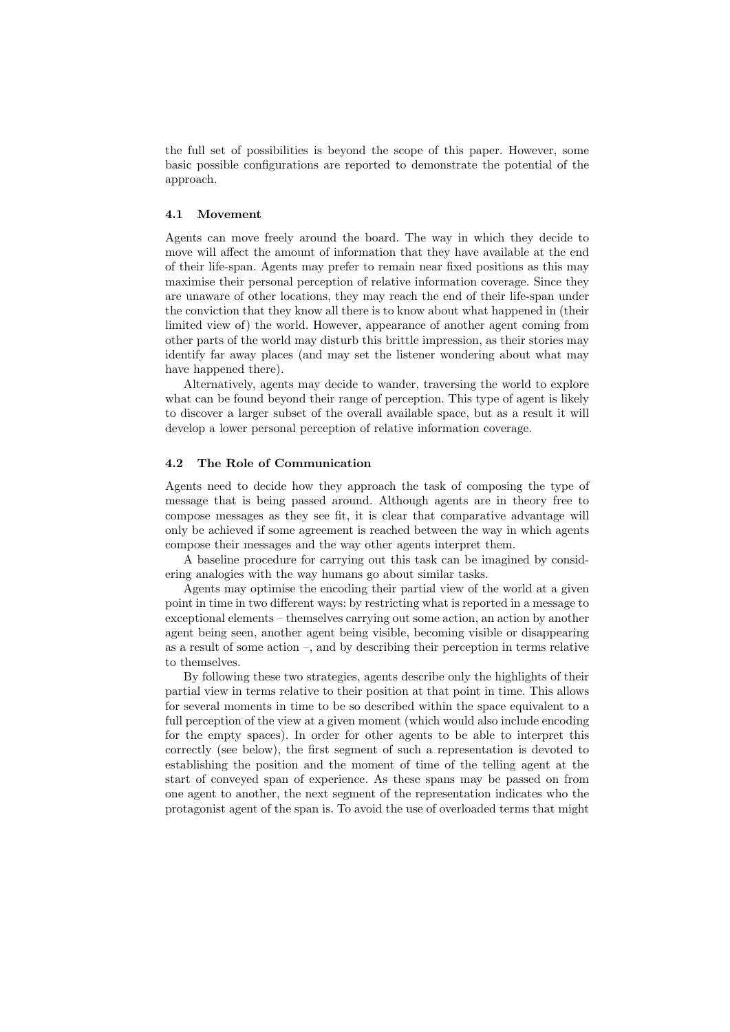the full set of possibilities is beyond the scope of this paper. However, some basic possible configurations are reported to demonstrate the potential of the approach.

### 4.1 Movement

Agents can move freely around the board. The way in which they decide to move will affect the amount of information that they have available at the end of their life-span. Agents may prefer to remain near fixed positions as this may maximise their personal perception of relative information coverage. Since they are unaware of other locations, they may reach the end of their life-span under the conviction that they know all there is to know about what happened in (their limited view of) the world. However, appearance of another agent coming from other parts of the world may disturb this brittle impression, as their stories may identify far away places (and may set the listener wondering about what may have happened there).

Alternatively, agents may decide to wander, traversing the world to explore what can be found beyond their range of perception. This type of agent is likely to discover a larger subset of the overall available space, but as a result it will develop a lower personal perception of relative information coverage.

### 4.2 The Role of Communication

Agents need to decide how they approach the task of composing the type of message that is being passed around. Although agents are in theory free to compose messages as they see fit, it is clear that comparative advantage will only be achieved if some agreement is reached between the way in which agents compose their messages and the way other agents interpret them.

A baseline procedure for carrying out this task can be imagined by considering analogies with the way humans go about similar tasks.

Agents may optimise the encoding their partial view of the world at a given point in time in two different ways: by restricting what is reported in a message to exceptional elements – themselves carrying out some action, an action by another agent being seen, another agent being visible, becoming visible or disappearing as a result of some action –, and by describing their perception in terms relative to themselves.

By following these two strategies, agents describe only the highlights of their partial view in terms relative to their position at that point in time. This allows for several moments in time to be so described within the space equivalent to a full perception of the view at a given moment (which would also include encoding for the empty spaces). In order for other agents to be able to interpret this correctly (see below), the first segment of such a representation is devoted to establishing the position and the moment of time of the telling agent at the start of conveyed span of experience. As these spans may be passed on from one agent to another, the next segment of the representation indicates who the protagonist agent of the span is. To avoid the use of overloaded terms that might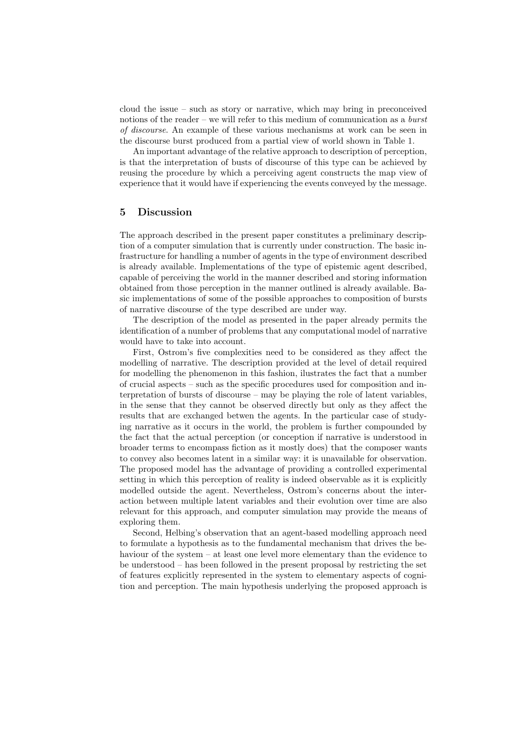cloud the issue – such as story or narrative, which may bring in preconceived notions of the reader – we will refer to this medium of communication as a *burst of discourse*. An example of these various mechanisms at work can be seen in the discourse burst produced from a partial view of world shown in Table 1.

An important advantage of the relative approach to description of perception, is that the interpretation of busts of discourse of this type can be achieved by reusing the procedure by which a perceiving agent constructs the map view of experience that it would have if experiencing the events conveyed by the message.

## 5 Discussion

The approach described in the present paper constitutes a preliminary description of a computer simulation that is currently under construction. The basic infrastructure for handling a number of agents in the type of environment described is already available. Implementations of the type of epistemic agent described, capable of perceiving the world in the manner described and storing information obtained from those perception in the manner outlined is already available. Basic implementations of some of the possible approaches to composition of bursts of narrative discourse of the type described are under way.

The description of the model as presented in the paper already permits the identification of a number of problems that any computational model of narrative would have to take into account.

First, Ostrom's five complexities need to be considered as they affect the modelling of narrative. The description provided at the level of detail required for modelling the phenomenon in this fashion, ilustrates the fact that a number of crucial aspects – such as the specific procedures used for composition and interpretation of bursts of discourse – may be playing the role of latent variables, in the sense that they cannot be observed directly but only as they affect the results that are exchanged betwen the agents. In the particular case of studying narrative as it occurs in the world, the problem is further compounded by the fact that the actual perception (or conception if narrative is understood in broader terms to encompass fiction as it mostly does) that the composer wants to convey also becomes latent in a similar way: it is unavailable for observation. The proposed model has the advantage of providing a controlled experimental setting in which this perception of reality is indeed observable as it is explicitly modelled outside the agent. Nevertheless, Ostrom's concerns about the interaction between multiple latent variables and their evolution over time are also relevant for this approach, and computer simulation may provide the means of exploring them.

Second, Helbing's observation that an agent-based modelling approach need to formulate a hypothesis as to the fundamental mechanism that drives the behaviour of the system – at least one level more elementary than the evidence to be understood – has been followed in the present proposal by restricting the set of features explicitly represented in the system to elementary aspects of cognition and perception. The main hypothesis underlying the proposed approach is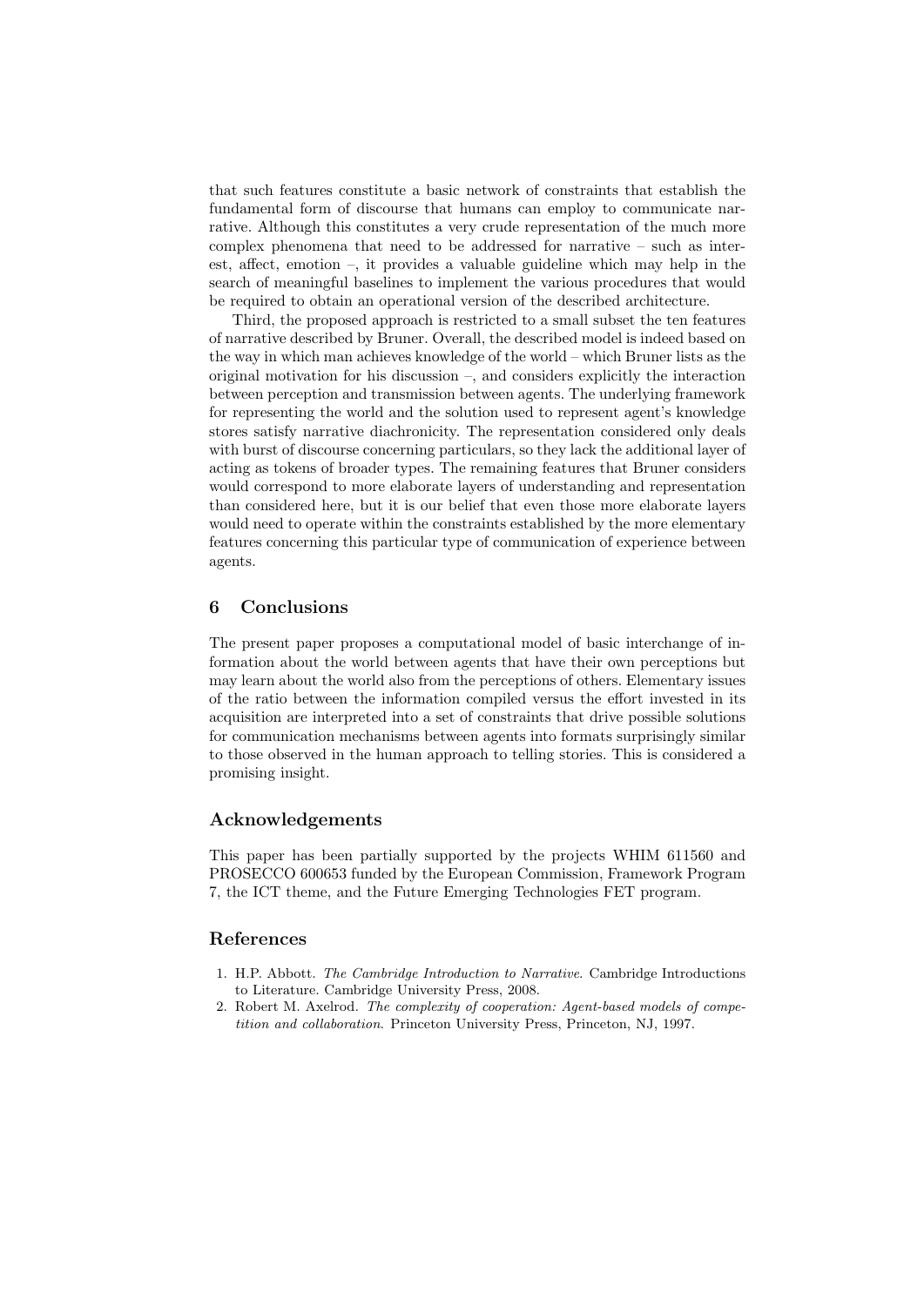that such features constitute a basic network of constraints that establish the fundamental form of discourse that humans can employ to communicate narrative. Although this constitutes a very crude representation of the much more complex phenomena that need to be addressed for narrative – such as interest, affect, emotion –, it provides a valuable guideline which may help in the search of meaningful baselines to implement the various procedures that would be required to obtain an operational version of the described architecture.

Third, the proposed approach is restricted to a small subset the ten features of narrative described by Bruner. Overall, the described model is indeed based on the way in which man achieves knowledge of the world – which Bruner lists as the original motivation for his discussion –, and considers explicitly the interaction between perception and transmission between agents. The underlying framework for representing the world and the solution used to represent agent's knowledge stores satisfy narrative diachronicity. The representation considered only deals with burst of discourse concerning particulars, so they lack the additional layer of acting as tokens of broader types. The remaining features that Bruner considers would correspond to more elaborate layers of understanding and representation than considered here, but it is our belief that even those more elaborate layers would need to operate within the constraints established by the more elementary features concerning this particular type of communication of experience between agents.

## 6 Conclusions

The present paper proposes a computational model of basic interchange of information about the world between agents that have their own perceptions but may learn about the world also from the perceptions of others. Elementary issues of the ratio between the information compiled versus the effort invested in its acquisition are interpreted into a set of constraints that drive possible solutions for communication mechanisms between agents into formats surprisingly similar to those observed in the human approach to telling stories. This is considered a promising insight.

## Acknowledgements

This paper has been partially supported by the projects WHIM 611560 and PROSECCO 600653 funded by the European Commission, Framework Program 7, the ICT theme, and the Future Emerging Technologies FET program.

## References

1. H.P. Abbott. *The Cambridge Introduction to Narrative*. Cambridge Introductions to Literature. Cambridge University Press, 2008.
2. Robert M. Axelrod. *The complexity of cooperation: Agent-based models of competition and collaboration*. Princeton University Press, Princeton, NJ, 1997.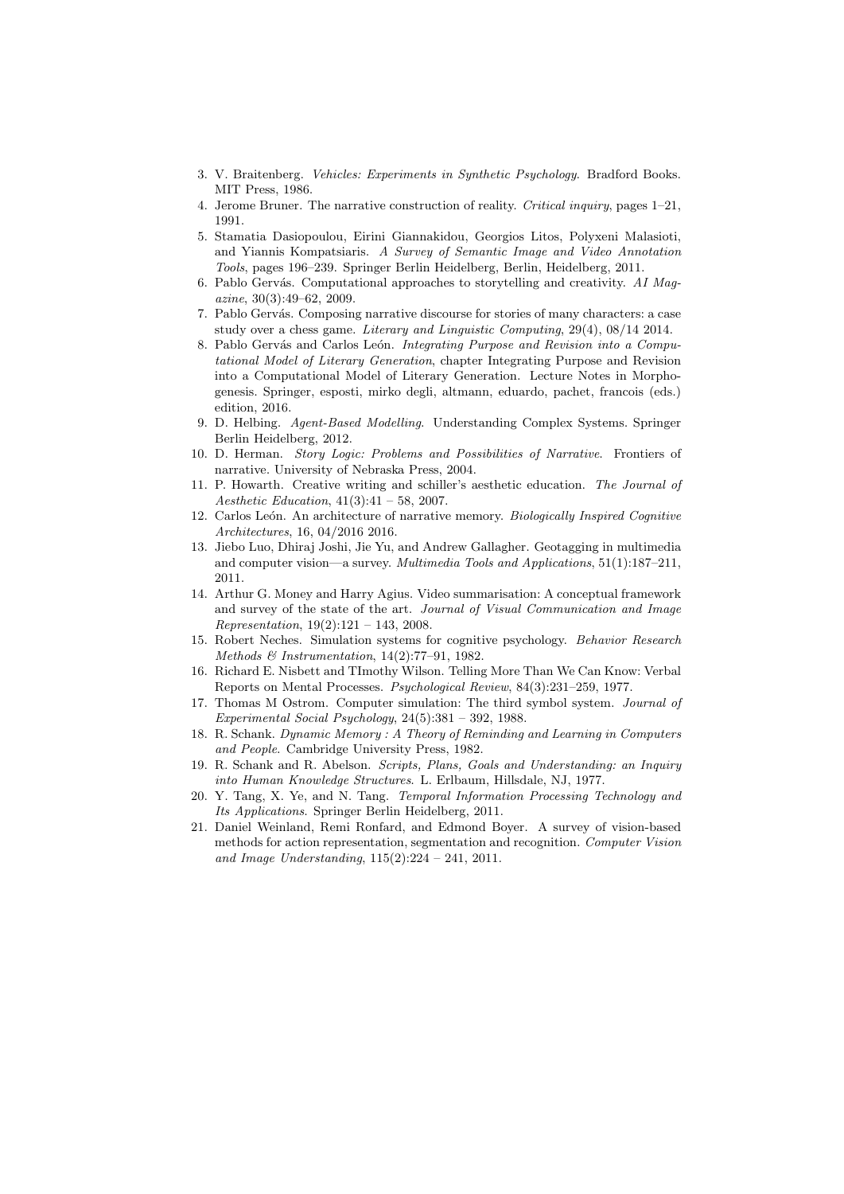3. V. Braitenberg. *Vehicles: Experiments in Synthetic Psychology*. Bradford Books. MIT Press, 1986.
4. Jerome Bruner. The narrative construction of reality. *Critical inquiry*, pages 1–21, 1991.
5. Stamatia Dasiopoulou, Eirini Giannakidou, Georgios Litos, Polyxeni Malasioti, and Yiannis Kompatsiaris. *A Survey of Semantic Image and Video Annotation Tools*, pages 196–239. Springer Berlin Heidelberg, Berlin, Heidelberg, 2011.
6. Pablo Gervás. Computational approaches to storytelling and creativity. *AI Magazine*, 30(3):49–62, 2009.
7. Pablo Gervás. Composing narrative discourse for stories of many characters: a case study over a chess game. *Literary and Linguistic Computing*, 29(4), 08/14 2014.
8. Pablo Gervás and Carlos León. *Integrating Purpose and Revision into a Computational Model of Literary Generation*, chapter Integrating Purpose and Revision into a Computational Model of Literary Generation. Lecture Notes in Morphogenesis. Springer, esposti, mirko degli, altmann, eduardo, pachet, francois (eds.) edition, 2016.
9. D. Helbing. *Agent-Based Modelling*. Understanding Complex Systems. Springer Berlin Heidelberg, 2012.
10. D. Herman. *Story Logic: Problems and Possibilities of Narrative*. Frontiers of narrative. University of Nebraska Press, 2004.
11. P. Howarth. Creative writing and schiller's aesthetic education. *The Journal of Aesthetic Education*, 41(3):41 – 58, 2007.
12. Carlos León. An architecture of narrative memory. *Biologically Inspired Cognitive Architectures*, 16, 04/2016 2016.
13. Jiebo Luo, Dhiraj Joshi, Jie Yu, and Andrew Gallagher. Geotagging in multimedia and computer vision—a survey. *Multimedia Tools and Applications*, 51(1):187–211, 2011.
14. Arthur G. Money and Harry Agius. Video summarisation: A conceptual framework and survey of the state of the art. *Journal of Visual Communication and Image Representation*, 19(2):121 – 143, 2008.
15. Robert Neches. Simulation systems for cognitive psychology. *Behavior Research Methods & Instrumentation*, 14(2):77–91, 1982.
16. Richard E. Nisbett and TImothy Wilson. Telling More Than We Can Know: Verbal Reports on Mental Processes. *Psychological Review*, 84(3):231–259, 1977.
17. Thomas M Ostrom. Computer simulation: The third symbol system. *Journal of Experimental Social Psychology*, 24(5):381 – 392, 1988.
18. R. Schank. *Dynamic Memory : A Theory of Reminding and Learning in Computers and People*. Cambridge University Press, 1982.
19. R. Schank and R. Abelson. *Scripts, Plans, Goals and Understanding: an Inquiry into Human Knowledge Structures*. L. Erlbaum, Hillsdale, NJ, 1977.
20. Y. Tang, X. Ye, and N. Tang. *Temporal Information Processing Technology and Its Applications*. Springer Berlin Heidelberg, 2011.
21. Daniel Weinland, Remi Ronfard, and Edmond Boyer. A survey of vision-based methods for action representation, segmentation and recognition. *Computer Vision and Image Understanding*, 115(2):224 – 241, 2011.